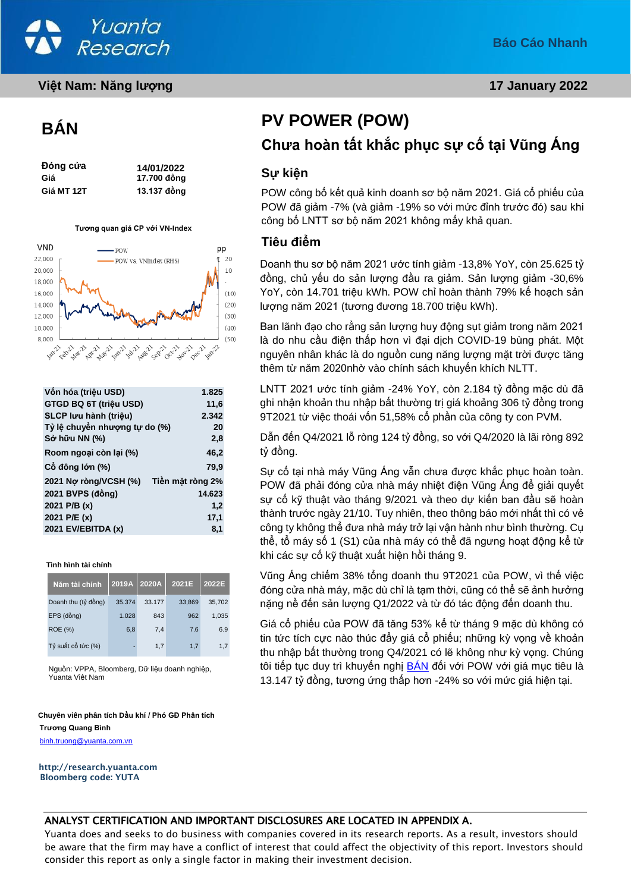Báo Cáo Nhanh

Việt Nam: Năng lượng

17 January 2022

# BÁN

| | |
|---|---|
| **Đóng cửa** | **14/01/2022** |
| **Giá** | **17.700 đồng** |
| **Giá MT 12T** | **13.137 đồng** |

**Tương quan giá CP với VN-Index**

| | |
|---|---|
| **Vốn hóa (triệu USD)** | **1.825** |
| **GTGD BQ 6T (triệu USD)** | **11,6** |
| **SLCP lưu hành (triệu)** | **2.342** |
| **Tỷ lệ chuyển nhượng tự do (%)** | **20** |
| **Sở hữu NN (%)** | **2,8** |
| **Room ngoại còn lại (%)** | **46,2** |
| **Cổ đông lớn (%)** | **79,9** |
| **2021 Nợ ròng/VCSH (%)** | **Tiền mặt ròng 2%** |
| **2021 BVPS (đồng)** | **14.623** |
| **2021 P/B (x)** | **1,2** |
| **2021 P/E (x)** | **17,1** |
| **2021 EV/EBITDA (x)** | **8,1** |

**Tình hình tài chính**

| Năm tài chính | 2019A | 2020A | 2021E | 2022E |
|---|---|---|---|---|
| Doanh thu (tỷ đồng) | 35.374 | 33.177 | 33,869 | 35,702 |
| EPS (đồng) | 1.028 | 843 | 962 | 1,035 |
| ROE (%) | 6,8 | 7,4 | 7.6 | 6.9 |
| Tỷ suất cổ tức (%) | - | 1,7 | 1,7 | 1,7 |

Nguồn: VPPA, Bloomberg, Dữ liệu doanh nghiệp, Yuanta Việt Nam

**Chuyên viên phân tích Dầu khí / Phó GĐ Phân tích**
**Trương Quang Bình**
binh.truong@yuanta.com.vn

**http://research.yuanta.com**
**Bloomberg code: YUTA**

# PV POWER (POW)

## Chưa hoàn tất khắc phục sự cố tại Vũng Áng

### Sự kiện

POW công bố kết quả kinh doanh sơ bộ năm 2021. Giá cổ phiếu của POW đã giảm -7% (và giảm -19% so với mức đỉnh trước đó) sau khi công bố LNTT sơ bộ năm 2021 không mấy khả quan.

### Tiêu điểm

Doanh thu sơ bộ năm 2021 ước tính giảm -13,8% YoY, còn 25.625 tỷ đồng, chủ yếu do sản lượng đầu ra giảm. Sản lượng giảm -30,6% YoY, còn 14.701 triệu kWh. POW chỉ hoàn thành 79% kế hoạch sản lượng năm 2021 (tương đương 18.700 triệu kWh).

Ban lãnh đạo cho rằng sản lượng huy động sụt giảm trong năm 2021 là do nhu cầu điện thấp hơn vì đại dịch COVID-19 bùng phát. Một nguyên nhân khác là do nguồn cung năng lượng mặt trời được tăng thêm từ năm 2020nhờ vào chính sách khuyến khích NLTT.

LNTT 2021 ước tính giảm -24% YoY, còn 2.184 tỷ đồng mặc dù đã ghi nhận khoản thu nhập bất thường trị giá khoảng 306 tỷ đồng trong 9T2021 từ việc thoái vốn 51,58% cổ phần của công ty con PVM.

Dẫn đến Q4/2021 lỗ ròng 124 tỷ đồng, so với Q4/2020 là lãi ròng 892 tỷ đồng.

Sự cố tại nhà máy Vũng Áng vẫn chưa được khắc phục hoàn toàn. POW đã phải đóng cửa nhà máy nhiệt điện Vũng Áng để giải quyết sự cố kỹ thuật vào tháng 9/2021 và theo dự kiến ban đầu sẽ hoàn thành trước ngày 21/10. Tuy nhiên, theo thông báo mới nhất thì có vẻ công ty không thể đưa nhà máy trở lại vận hành như bình thường. Cụ thể, tổ máy số 1 (S1) của nhà máy có thể đã ngưng hoạt động kể từ khi các sự cố kỹ thuật xuất hiện hồi tháng 9.

Vũng Áng chiếm 38% tổng doanh thu 9T2021 của POW, vì thế việc đóng cửa nhà máy, mặc dù chỉ là tạm thời, cũng có thể sẽ ảnh hưởng nặng nề đến sản lượng Q1/2022 và từ đó tác động đến doanh thu.

Giá cổ phiếu của POW đã tăng 53% kể từ tháng 9 mặc dù không có tin tức tích cực nào thúc đẩy giá cổ phiếu; những kỳ vọng về khoản thu nhập bất thường trong Q4/2021 có lẽ không như kỳ vọng. Chúng tôi tiếp tục duy trì khuyến nghị BÁN đối với POW với giá mục tiêu là 13.147 tỷ đồng, tương ứng thấp hơn -24% so với mức giá hiện tại.

ANALYST CERTIFICATION AND IMPORTANT DISCLOSURES ARE LOCATED IN APPENDIX A.

Yuanta does and seeks to do business with companies covered in its research reports. As a result, investors should be aware that the firm may have a conflict of interest that could affect the objectivity of this report. Investors should consider this report as only a single factor in making their investment decision.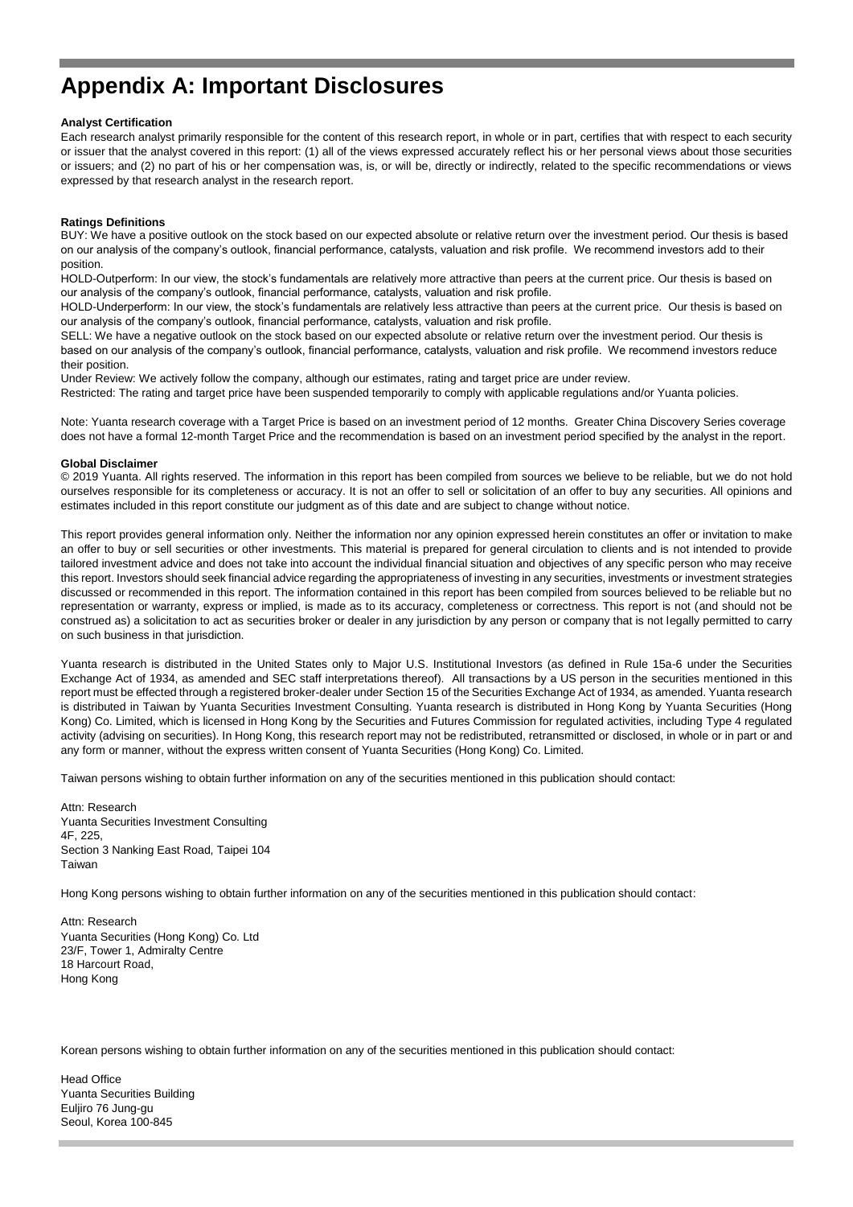# Appendix A: Important Disclosures

**Analyst Certification**

Each research analyst primarily responsible for the content of this research report, in whole or in part, certifies that with respect to each security or issuer that the analyst covered in this report: (1) all of the views expressed accurately reflect his or her personal views about those securities or issuers; and (2) no part of his or her compensation was, is, or will be, directly or indirectly, related to the specific recommendations or views expressed by that research analyst in the research report.

**Ratings Definitions**

BUY: We have a positive outlook on the stock based on our expected absolute or relative return over the investment period. Our thesis is based on our analysis of the company's outlook, financial performance, catalysts, valuation and risk profile. We recommend investors add to their position.

HOLD-Outperform: In our view, the stock's fundamentals are relatively more attractive than peers at the current price. Our thesis is based on our analysis of the company's outlook, financial performance, catalysts, valuation and risk profile.

HOLD-Underperform: In our view, the stock's fundamentals are relatively less attractive than peers at the current price. Our thesis is based on our analysis of the company's outlook, financial performance, catalysts, valuation and risk profile.

SELL: We have a negative outlook on the stock based on our expected absolute or relative return over the investment period. Our thesis is based on our analysis of the company's outlook, financial performance, catalysts, valuation and risk profile. We recommend investors reduce their position.

Under Review: We actively follow the company, although our estimates, rating and target price are under review.

Restricted: The rating and target price have been suspended temporarily to comply with applicable regulations and/or Yuanta policies.

Note: Yuanta research coverage with a Target Price is based on an investment period of 12 months. Greater China Discovery Series coverage does not have a formal 12-month Target Price and the recommendation is based on an investment period specified by the analyst in the report.

**Global Disclaimer**

© 2019 Yuanta. All rights reserved. The information in this report has been compiled from sources we believe to be reliable, but we do not hold ourselves responsible for its completeness or accuracy. It is not an offer to sell or solicitation of an offer to buy any securities. All opinions and estimates included in this report constitute our judgment as of this date and are subject to change without notice.

This report provides general information only. Neither the information nor any opinion expressed herein constitutes an offer or invitation to make an offer to buy or sell securities or other investments. This material is prepared for general circulation to clients and is not intended to provide tailored investment advice and does not take into account the individual financial situation and objectives of any specific person who may receive this report. Investors should seek financial advice regarding the appropriateness of investing in any securities, investments or investment strategies discussed or recommended in this report. The information contained in this report has been compiled from sources believed to be reliable but no representation or warranty, express or implied, is made as to its accuracy, completeness or correctness. This report is not (and should not be construed as) a solicitation to act as securities broker or dealer in any jurisdiction by any person or company that is not legally permitted to carry on such business in that jurisdiction.

Yuanta research is distributed in the United States only to Major U.S. Institutional Investors (as defined in Rule 15a-6 under the Securities Exchange Act of 1934, as amended and SEC staff interpretations thereof). All transactions by a US person in the securities mentioned in this report must be effected through a registered broker-dealer under Section 15 of the Securities Exchange Act of 1934, as amended. Yuanta research is distributed in Taiwan by Yuanta Securities Investment Consulting. Yuanta research is distributed in Hong Kong by Yuanta Securities (Hong Kong) Co. Limited, which is licensed in Hong Kong by the Securities and Futures Commission for regulated activities, including Type 4 regulated activity (advising on securities). In Hong Kong, this research report may not be redistributed, retransmitted or disclosed, in whole or in part or and any form or manner, without the express written consent of Yuanta Securities (Hong Kong) Co. Limited.

Taiwan persons wishing to obtain further information on any of the securities mentioned in this publication should contact:

Attn: Research  
Yuanta Securities Investment Consulting  
4F, 225,  
Section 3 Nanking East Road, Taipei 104  
Taiwan

Hong Kong persons wishing to obtain further information on any of the securities mentioned in this publication should contact:

Attn: Research  
Yuanta Securities (Hong Kong) Co. Ltd  
23/F, Tower 1, Admiralty Centre  
18 Harcourt Road,  
Hong Kong

Korean persons wishing to obtain further information on any of the securities mentioned in this publication should contact:

Head Office  
Yuanta Securities Building  
Euljiro 76 Jung-gu  
Seoul, Korea 100-845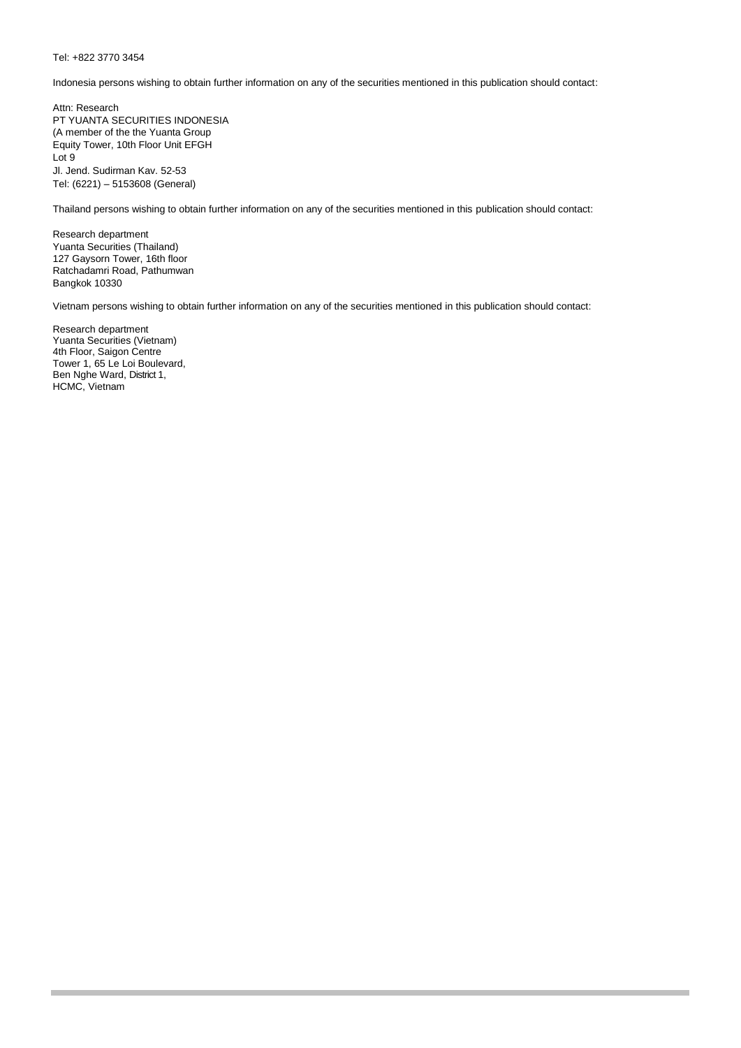Tel: +822 3770 3454

Indonesia persons wishing to obtain further information on any of the securities mentioned in this publication should contact:

Attn: Research  
PT YUANTA SECURITIES INDONESIA  
(A member of the the Yuanta Group  
Equity Tower, 10th Floor Unit EFGH  
Lot 9  
Jl. Jend. Sudirman Kav. 52-53  
Tel: (6221) – 5153608 (General)

Thailand persons wishing to obtain further information on any of the securities mentioned in this publication should contact:

Research department  
Yuanta Securities (Thailand)  
127 Gaysorn Tower, 16th floor  
Ratchadamri Road, Pathumwan  
Bangkok 10330

Vietnam persons wishing to obtain further information on any of the securities mentioned in this publication should contact:

Research department  
Yuanta Securities (Vietnam)  
4th Floor, Saigon Centre  
Tower 1, 65 Le Loi Boulevard,  
Ben Nghe Ward, District 1,  
HCMC, Vietnam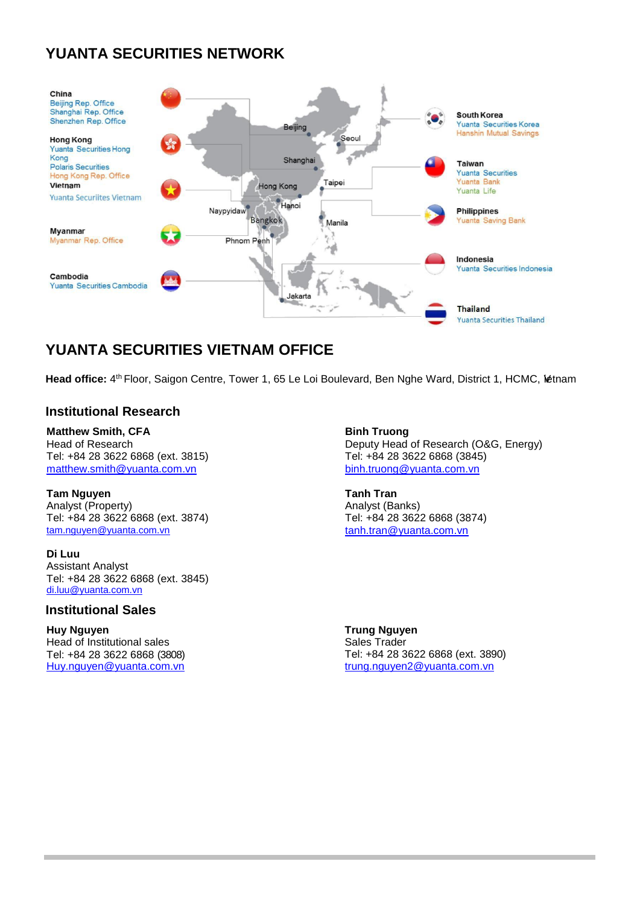# YUANTA SECURITIES NETWORK

**China**
Beijing Rep. Office
Shanghai Rep. Office
Shenzhen Rep. Office

**Hong Kong**
Yuanta Securities Hong Kong
Polaris Securities
Hong Kong Rep. Office

**Vietnam**
Yuanta Securiites Vietnam

**Myanmar**
Myanmar Rep. Office

**Cambodia**
Yuanta Securities Cambodia

**South Korea**
Yuanta Securities Korea
Hanshin Mutual Savings

**Taiwan**
Yuanta Securities
Yuanta Bank
Yuanta Life

**Philippines**
Yuanta Saving Bank

**Indonesia**
Yuanta Securities Indonesia

**Thailand**
Yuanta Securities Thailand

Beijing
Seoul
Shanghai
Taipei
Hong Kong
Hanoi
Naypyidaw
Bangkok
Manila
Phnom Penh
Jakarta

# YUANTA SECURITIES VIETNAM OFFICE

**Head office:** 4th Floor, Saigon Centre, Tower 1, 65 Le Loi Boulevard, Ben Nghe Ward, District 1, HCMC, Vietnam

## Institutional Research

**Matthew Smith, CFA**
Head of Research
Tel: +84 28 3622 6868 (ext. 3815)
matthew.smith@yuanta.com.vn

**Binh Truong**
Deputy Head of Research (O&G, Energy)
Tel: +84 28 3622 6868 (3845)
binh.truong@yuanta.com.vn

**Tam Nguyen**
Analyst (Property)
Tel: +84 28 3622 6868 (ext. 3874)
tam.nguyen@yuanta.com.vn

**Tanh Tran**
Analyst (Banks)
Tel: +84 28 3622 6868 (3874)
tanh.tran@yuanta.com.vn

**Di Luu**
Assistant Analyst
Tel: +84 28 3622 6868 (ext. 3845)
di.luu@yuanta.com.vn

## Institutional Sales

**Huy Nguyen**
Head of Institutional sales
Tel: +84 28 3622 6868 (3808)
Huy.nguyen@yuanta.com.vn

**Trung Nguyen**
Sales Trader
Tel: +84 28 3622 6868 (ext. 3890)
trung.nguyen2@yuanta.com.vn